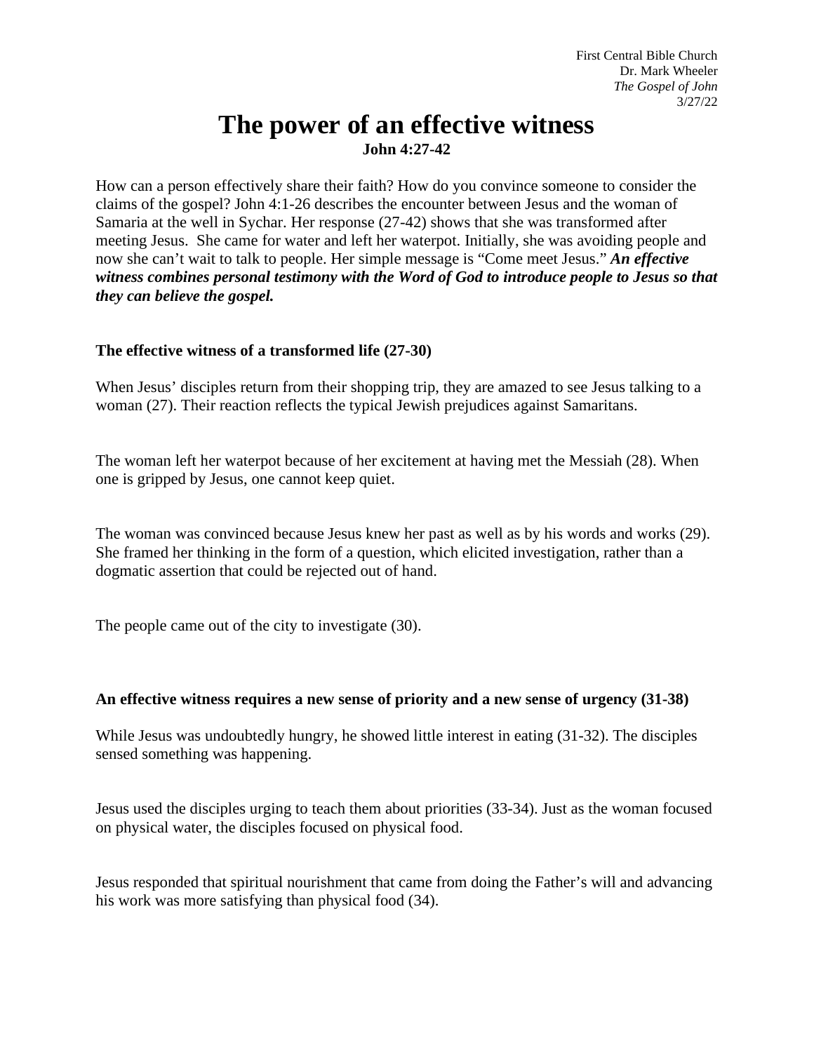First Central Bible Church
Dr. Mark Wheeler
*The Gospel of John*
3/27/22

# The power of an effective witness

**John 4:27-42**

How can a person effectively share their faith? How do you convince someone to consider the claims of the gospel? John 4:1-26 describes the encounter between Jesus and the woman of Samaria at the well in Sychar. Her response (27-42) shows that she was transformed after meeting Jesus. She came for water and left her waterpot. Initially, she was avoiding people and now she can't wait to talk to people. Her simple message is "Come meet Jesus." ***An effective witness combines personal testimony with the Word of God to introduce people to Jesus so that they can believe the gospel.***

**The effective witness of a transformed life (27-30)**

When Jesus' disciples return from their shopping trip, they are amazed to see Jesus talking to a woman (27). Their reaction reflects the typical Jewish prejudices against Samaritans.

The woman left her waterpot because of her excitement at having met the Messiah (28). When one is gripped by Jesus, one cannot keep quiet.

The woman was convinced because Jesus knew her past as well as by his words and works (29). She framed her thinking in the form of a question, which elicited investigation, rather than a dogmatic assertion that could be rejected out of hand.

The people came out of the city to investigate (30).

**An effective witness requires a new sense of priority and a new sense of urgency (31-38)**

While Jesus was undoubtedly hungry, he showed little interest in eating (31-32). The disciples sensed something was happening.

Jesus used the disciples urging to teach them about priorities (33-34). Just as the woman focused on physical water, the disciples focused on physical food.

Jesus responded that spiritual nourishment that came from doing the Father's will and advancing his work was more satisfying than physical food (34).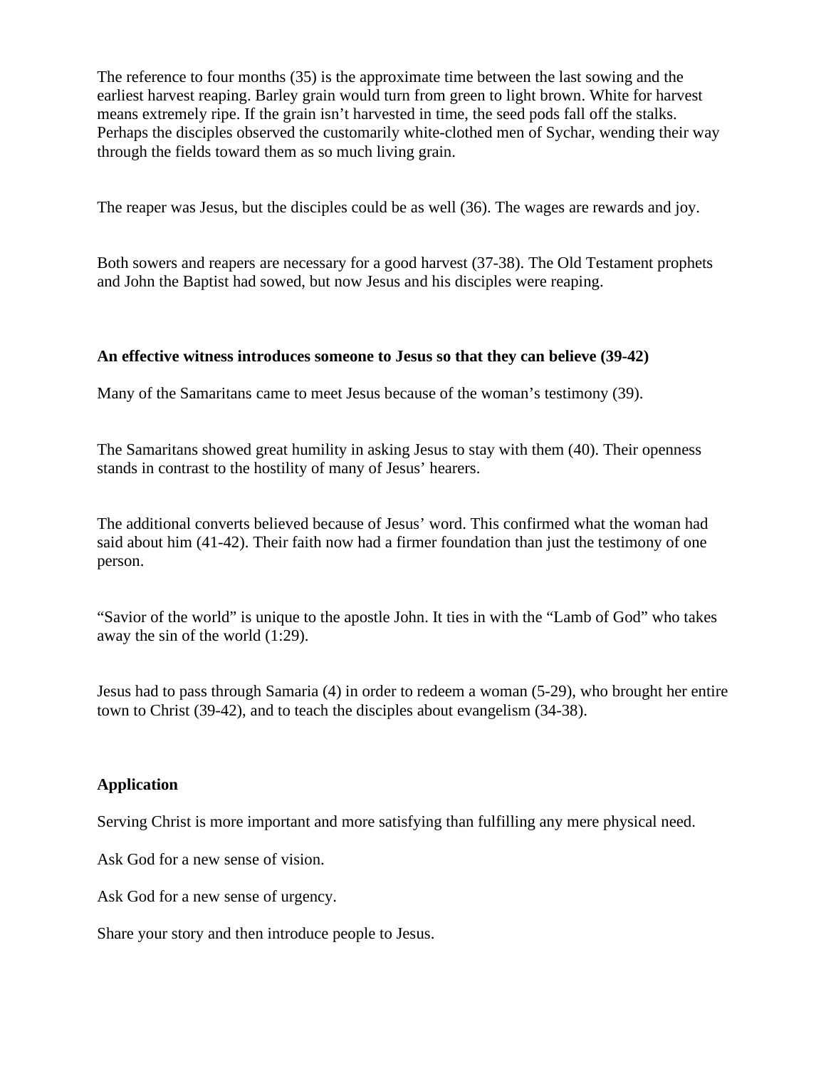The reference to four months (35) is the approximate time between the last sowing and the earliest harvest reaping. Barley grain would turn from green to light brown. White for harvest means extremely ripe. If the grain isn't harvested in time, the seed pods fall off the stalks. Perhaps the disciples observed the customarily white-clothed men of Sychar, wending their way through the fields toward them as so much living grain.

The reaper was Jesus, but the disciples could be as well (36). The wages are rewards and joy.

Both sowers and reapers are necessary for a good harvest (37-38). The Old Testament prophets and John the Baptist had sowed, but now Jesus and his disciples were reaping.

**An effective witness introduces someone to Jesus so that they can believe (39-42)**

Many of the Samaritans came to meet Jesus because of the woman's testimony (39).

The Samaritans showed great humility in asking Jesus to stay with them (40). Their openness stands in contrast to the hostility of many of Jesus' hearers.

The additional converts believed because of Jesus' word. This confirmed what the woman had said about him (41-42). Their faith now had a firmer foundation than just the testimony of one person.

"Savior of the world" is unique to the apostle John. It ties in with the "Lamb of God" who takes away the sin of the world (1:29).

Jesus had to pass through Samaria (4) in order to redeem a woman (5-29), who brought her entire town to Christ (39-42), and to teach the disciples about evangelism (34-38).

**Application**

Serving Christ is more important and more satisfying than fulfilling any mere physical need.

Ask God for a new sense of vision.

Ask God for a new sense of urgency.

Share your story and then introduce people to Jesus.